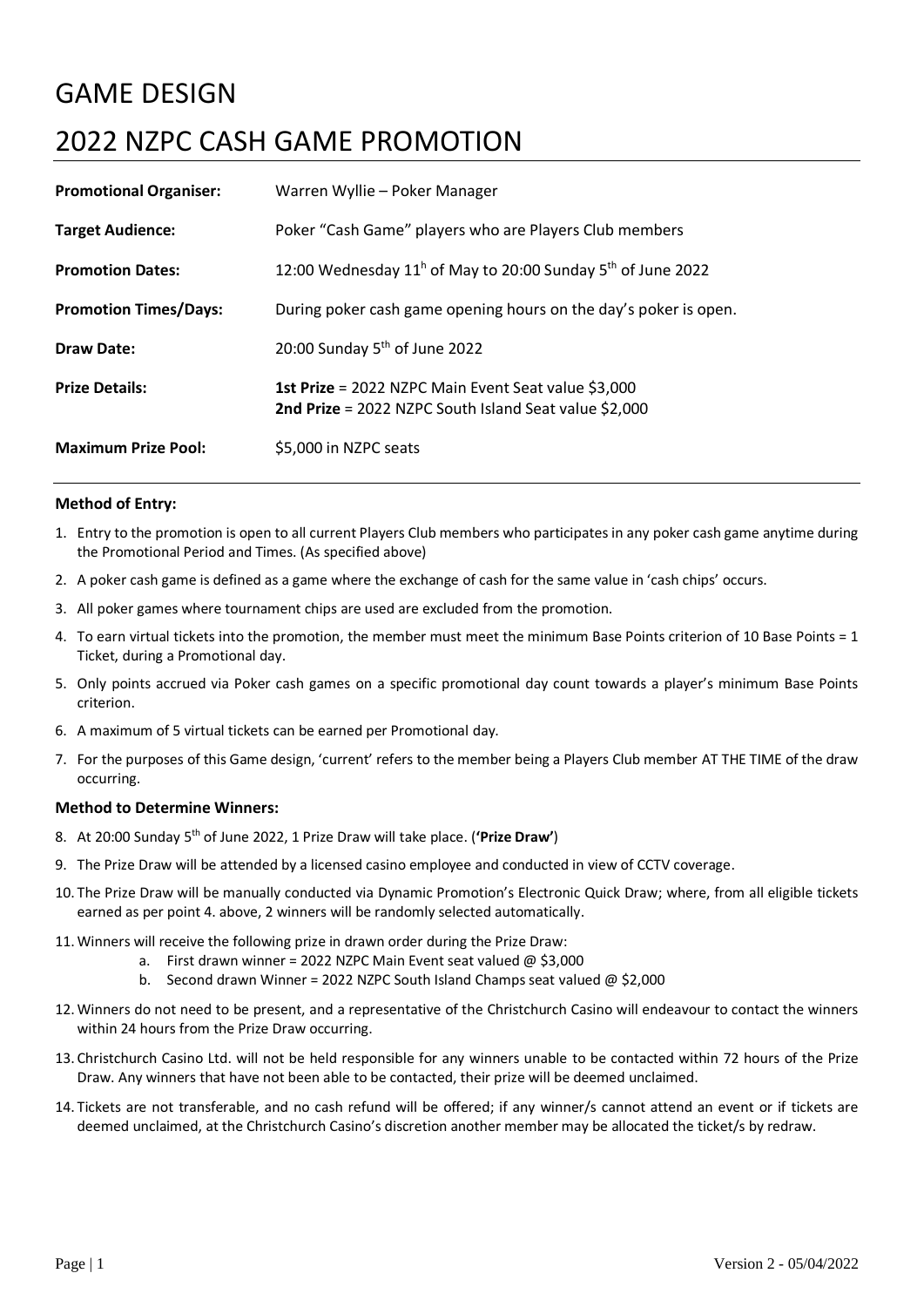# GAME DESIGN

# 2022 NZPC CASH GAME PROMOTION

| | |
|---|---|
| **Promotional Organiser:** | Warren Wyllie – Poker Manager |
| **Target Audience:** | Poker "Cash Game" players who are Players Club members |
| **Promotion Dates:** | 12:00 Wednesday 11h of May to 20:00 Sunday 5th of June 2022 |
| **Promotion Times/Days:** | During poker cash game opening hours on the day's poker is open. |
| **Draw Date:** | 20:00 Sunday 5th of June 2022 |
| **Prize Details:** | **1st Prize** = 2022 NZPC Main Event Seat value $3,000<br>**2nd Prize** = 2022 NZPC South Island Seat value $2,000 |
| **Maximum Prize Pool:** | $5,000 in NZPC seats |

### Method of Entry:

1. Entry to the promotion is open to all current Players Club members who participates in any poker cash game anytime during the Promotional Period and Times. (As specified above)
2. A poker cash game is defined as a game where the exchange of cash for the same value in 'cash chips' occurs.
3. All poker games where tournament chips are used are excluded from the promotion.
4. To earn virtual tickets into the promotion, the member must meet the minimum Base Points criterion of 10 Base Points = 1 Ticket, during a Promotional day.
5. Only points accrued via Poker cash games on a specific promotional day count towards a player's minimum Base Points criterion.
6. A maximum of 5 virtual tickets can be earned per Promotional day.
7. For the purposes of this Game design, 'current' refers to the member being a Players Club member AT THE TIME of the draw occurring.

### Method to Determine Winners:

8. At 20:00 Sunday 5th of June 2022, 1 Prize Draw will take place. (**'Prize Draw'**)
9. The Prize Draw will be attended by a licensed casino employee and conducted in view of CCTV coverage.
10. The Prize Draw will be manually conducted via Dynamic Promotion's Electronic Quick Draw; where, from all eligible tickets earned as per point 4. above, 2 winners will be randomly selected automatically.
11. Winners will receive the following prize in drawn order during the Prize Draw:
    a. First drawn winner = 2022 NZPC Main Event seat valued @ $3,000
    b. Second drawn Winner = 2022 NZPC South Island Champs seat valued @ $2,000
12. Winners do not need to be present, and a representative of the Christchurch Casino will endeavour to contact the winners within 24 hours from the Prize Draw occurring.
13. Christchurch Casino Ltd. will not be held responsible for any winners unable to be contacted within 72 hours of the Prize Draw. Any winners that have not been able to be contacted, their prize will be deemed unclaimed.
14. Tickets are not transferable, and no cash refund will be offered; if any winner/s cannot attend an event or if tickets are deemed unclaimed, at the Christchurch Casino's discretion another member may be allocated the ticket/s by redraw.

Version 2 - 05/04/2022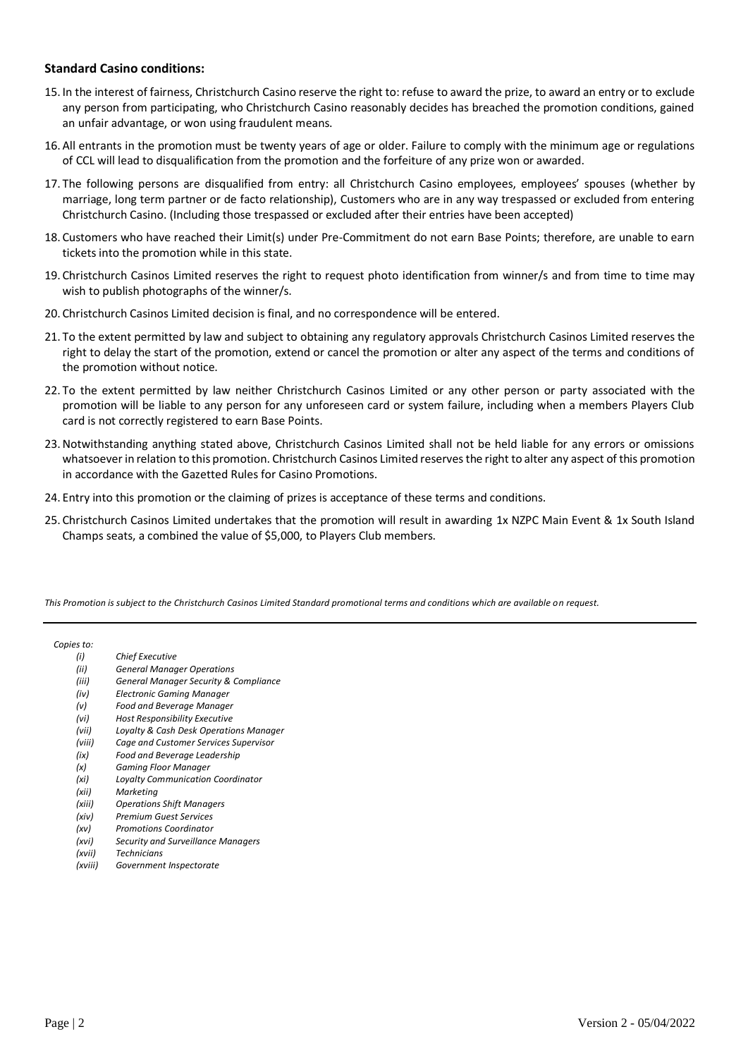**Standard Casino conditions:**

15. In the interest of fairness, Christchurch Casino reserve the right to: refuse to award the prize, to award an entry or to exclude any person from participating, who Christchurch Casino reasonably decides has breached the promotion conditions, gained an unfair advantage, or won using fraudulent means.
16. All entrants in the promotion must be twenty years of age or older. Failure to comply with the minimum age or regulations of CCL will lead to disqualification from the promotion and the forfeiture of any prize won or awarded.
17. The following persons are disqualified from entry: all Christchurch Casino employees, employees' spouses (whether by marriage, long term partner or de facto relationship), Customers who are in any way trespassed or excluded from entering Christchurch Casino. (Including those trespassed or excluded after their entries have been accepted)
18. Customers who have reached their Limit(s) under Pre-Commitment do not earn Base Points; therefore, are unable to earn tickets into the promotion while in this state.
19. Christchurch Casinos Limited reserves the right to request photo identification from winner/s and from time to time may wish to publish photographs of the winner/s.
20. Christchurch Casinos Limited decision is final, and no correspondence will be entered.
21. To the extent permitted by law and subject to obtaining any regulatory approvals Christchurch Casinos Limited reserves the right to delay the start of the promotion, extend or cancel the promotion or alter any aspect of the terms and conditions of the promotion without notice.
22. To the extent permitted by law neither Christchurch Casinos Limited or any other person or party associated with the promotion will be liable to any person for any unforeseen card or system failure, including when a members Players Club card is not correctly registered to earn Base Points.
23. Notwithstanding anything stated above, Christchurch Casinos Limited shall not be held liable for any errors or omissions whatsoever in relation to this promotion. Christchurch Casinos Limited reserves the right to alter any aspect of this promotion in accordance with the Gazetted Rules for Casino Promotions.
24. Entry into this promotion or the claiming of prizes is acceptance of these terms and conditions.
25. Christchurch Casinos Limited undertakes that the promotion will result in awarding 1x NZPC Main Event & 1x South Island Champs seats, a combined the value of $5,000, to Players Club members.

*This Promotion is subject to the Christchurch Casinos Limited Standard promotional terms and conditions which are available on request.*

---

*Copies to:*

- *(i) Chief Executive*
- *(ii) General Manager Operations*
- *(iii) General Manager Security & Compliance*
- *(iv) Electronic Gaming Manager*
- *(v) Food and Beverage Manager*
- *(vi) Host Responsibility Executive*
- *(vii) Loyalty & Cash Desk Operations Manager*
- *(viii) Cage and Customer Services Supervisor*
- *(ix) Food and Beverage Leadership*
- *(x) Gaming Floor Manager*
- *(xi) Loyalty Communication Coordinator*
- *(xii) Marketing*
- *(xiii) Operations Shift Managers*
- *(xiv) Premium Guest Services*
- *(xv) Promotions Coordinator*
- *(xvi) Security and Surveillance Managers*
- *(xvii) Technicians*
- *(xviii) Government Inspectorate*

Version 2 - 05/04/2022